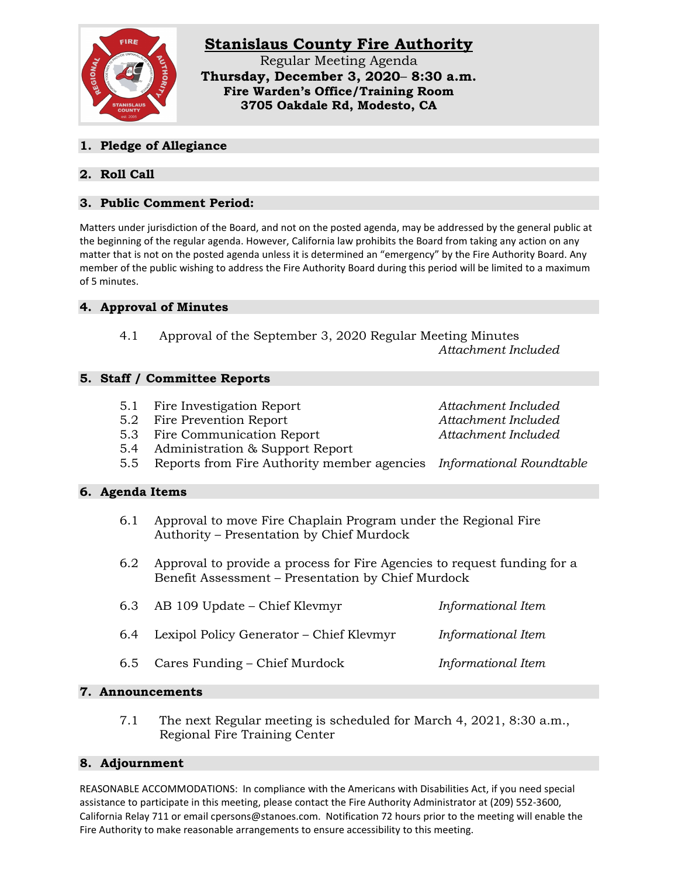# Stanislaus County Fire Authority

Regular Meeting Agenda

**Thursday, December 3, 2020– 8:30 a.m.**

**Fire Warden's Office/Training Room**

**3705 Oakdale Rd, Modesto, CA**

## 1. Pledge of Allegiance

## 2. Roll Call

## 3. Public Comment Period:

Matters under jurisdiction of the Board, and not on the posted agenda, may be addressed by the general public at the beginning of the regular agenda. However, California law prohibits the Board from taking any action on any matter that is not on the posted agenda unless it is determined an "emergency" by the Fire Authority Board. Any member of the public wishing to address the Fire Authority Board during this period will be limited to a maximum of 5 minutes.

## 4. Approval of Minutes

4.1 Approval of the September 3, 2020 Regular Meeting Minutes *Attachment Included*

## 5. Staff / Committee Reports

5.1 Fire Investigation Report *Attachment Included*

5.2 Fire Prevention Report *Attachment Included*

5.3 Fire Communication Report *Attachment Included*

5.4 Administration & Support Report

5.5 Reports from Fire Authority member agencies *Informational Roundtable*

## 6. Agenda Items

6.1 Approval to move Fire Chaplain Program under the Regional Fire Authority – Presentation by Chief Murdock

6.2 Approval to provide a process for Fire Agencies to request funding for a Benefit Assessment – Presentation by Chief Murdock

6.3 AB 109 Update – Chief Klevmyr *Informational Item*

6.4 Lexipol Policy Generator – Chief Klevmyr *Informational Item*

6.5 Cares Funding – Chief Murdock *Informational Item*

## 7. Announcements

7.1 The next Regular meeting is scheduled for March 4, 2021, 8:30 a.m., Regional Fire Training Center

## 8. Adjournment

REASONABLE ACCOMMODATIONS: In compliance with the Americans with Disabilities Act, if you need special assistance to participate in this meeting, please contact the Fire Authority Administrator at (209) 552-3600, California Relay 711 or email cpersons@stanoes.com. Notification 72 hours prior to the meeting will enable the Fire Authority to make reasonable arrangements to ensure accessibility to this meeting.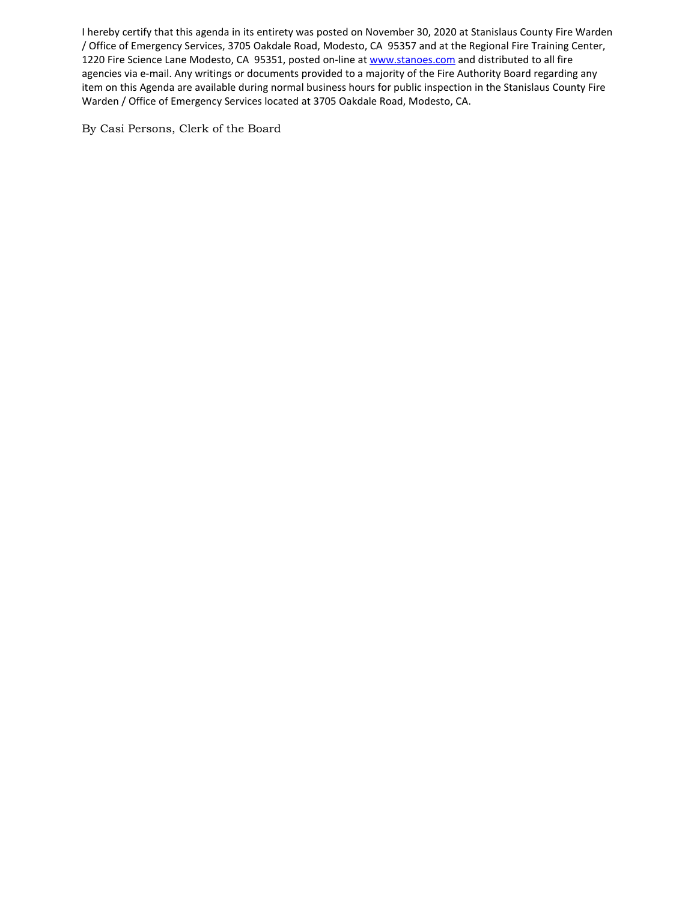I hereby certify that this agenda in its entirety was posted on November 30, 2020 at Stanislaus County Fire Warden / Office of Emergency Services, 3705 Oakdale Road, Modesto, CA 95357 and at the Regional Fire Training Center, 1220 Fire Science Lane Modesto, CA 95351, posted on-line at [www.stanoes.com](http://www.stanoes.com) and distributed to all fire agencies via e-mail. Any writings or documents provided to a majority of the Fire Authority Board regarding any item on this Agenda are available during normal business hours for public inspection in the Stanislaus County Fire Warden / Office of Emergency Services located at 3705 Oakdale Road, Modesto, CA.

By Casi Persons, Clerk of the Board